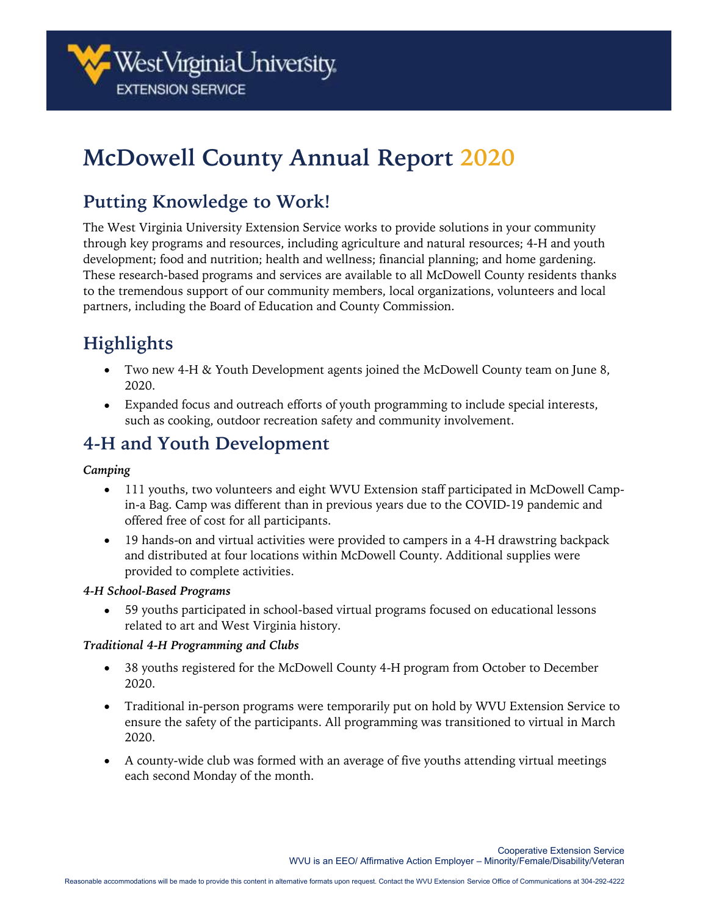West Virginia University EXTENSION SERVICE

# McDowell County Annual Report 2020

## Putting Knowledge to Work!

The West Virginia University Extension Service works to provide solutions in your community through key programs and resources, including agriculture and natural resources; 4-H and youth development; food and nutrition; health and wellness; financial planning; and home gardening. These research-based programs and services are available to all McDowell County residents thanks to the tremendous support of our community members, local organizations, volunteers and local partners, including the Board of Education and County Commission.

## Highlights

- Two new 4-H & Youth Development agents joined the McDowell County team on June 8, 2020.
- Expanded focus and outreach efforts of youth programming to include special interests, such as cooking, outdoor recreation safety and community involvement.

## 4-H and Youth Development

***Camping***

- 111 youths, two volunteers and eight WVU Extension staff participated in McDowell Camp-in-a Bag. Camp was different than in previous years due to the COVID-19 pandemic and offered free of cost for all participants.
- 19 hands-on and virtual activities were provided to campers in a 4-H drawstring backpack and distributed at four locations within McDowell County. Additional supplies were provided to complete activities.

***4-H School-Based Programs***

- 59 youths participated in school-based virtual programs focused on educational lessons related to art and West Virginia history.

***Traditional 4-H Programming and Clubs***

- 38 youths registered for the McDowell County 4-H program from October to December 2020.
- Traditional in-person programs were temporarily put on hold by WVU Extension Service to ensure the safety of the participants. All programming was transitioned to virtual in March 2020.
- A county-wide club was formed with an average of five youths attending virtual meetings each second Monday of the month.

Cooperative Extension Service
WVU is an EEO/ Affirmative Action Employer – Minority/Female/Disability/Veteran

Reasonable accommodations will be made to provide this content in alternative formats upon request. Contact the WVU Extension Service Office of Communications at 304-292-4222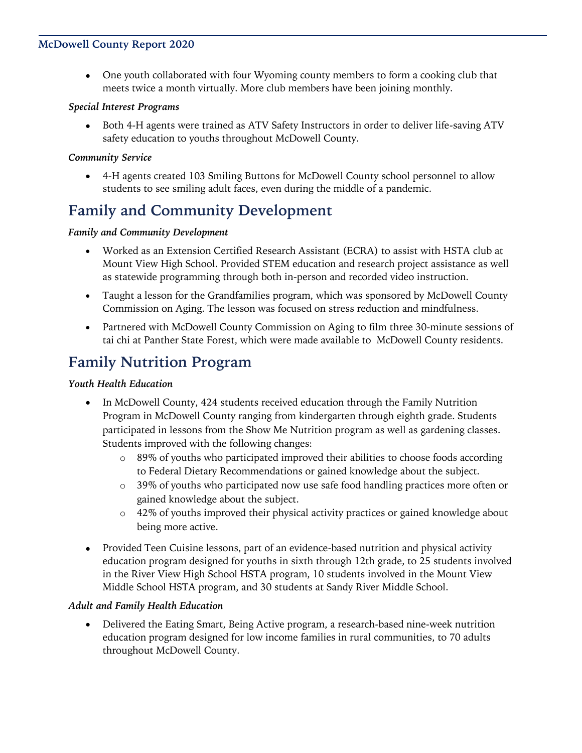- One youth collaborated with four Wyoming county members to form a cooking club that meets twice a month virtually. More club members have been joining monthly.

*Special Interest Programs*

- Both 4-H agents were trained as ATV Safety Instructors in order to deliver life-saving ATV safety education to youths throughout McDowell County.

*Community Service*

- 4-H agents created 103 Smiling Buttons for McDowell County school personnel to allow students to see smiling adult faces, even during the middle of a pandemic.

## Family and Community Development

*Family and Community Development*

- Worked as an Extension Certified Research Assistant (ECRA) to assist with HSTA club at Mount View High School. Provided STEM education and research project assistance as well as statewide programming through both in-person and recorded video instruction.
- Taught a lesson for the Grandfamilies program, which was sponsored by McDowell County Commission on Aging. The lesson was focused on stress reduction and mindfulness.
- Partnered with McDowell County Commission on Aging to film three 30-minute sessions of tai chi at Panther State Forest, which were made available to McDowell County residents.

## Family Nutrition Program

*Youth Health Education*

- In McDowell County, 424 students received education through the Family Nutrition Program in McDowell County ranging from kindergarten through eighth grade. Students participated in lessons from the Show Me Nutrition program as well as gardening classes. Students improved with the following changes:
  - 89% of youths who participated improved their abilities to choose foods according to Federal Dietary Recommendations or gained knowledge about the subject.
  - 39% of youths who participated now use safe food handling practices more often or gained knowledge about the subject.
  - 42% of youths improved their physical activity practices or gained knowledge about being more active.
- Provided Teen Cuisine lessons, part of an evidence-based nutrition and physical activity education program designed for youths in sixth through 12th grade, to 25 students involved in the River View High School HSTA program, 10 students involved in the Mount View Middle School HSTA program, and 30 students at Sandy River Middle School.

*Adult and Family Health Education*

- Delivered the Eating Smart, Being Active program, a research-based nine-week nutrition education program designed for low income families in rural communities, to 70 adults throughout McDowell County.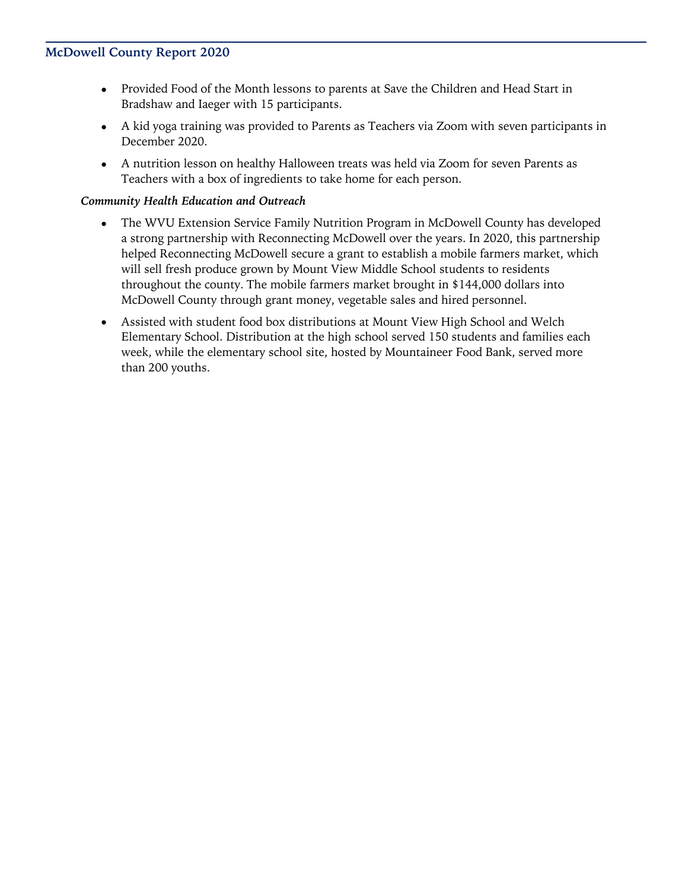- Provided Food of the Month lessons to parents at Save the Children and Head Start in Bradshaw and Iaeger with 15 participants.
- A kid yoga training was provided to Parents as Teachers via Zoom with seven participants in December 2020.
- A nutrition lesson on healthy Halloween treats was held via Zoom for seven Parents as Teachers with a box of ingredients to take home for each person.

***Community Health Education and Outreach***

- The WVU Extension Service Family Nutrition Program in McDowell County has developed a strong partnership with Reconnecting McDowell over the years. In 2020, this partnership helped Reconnecting McDowell secure a grant to establish a mobile farmers market, which will sell fresh produce grown by Mount View Middle School students to residents throughout the county. The mobile farmers market brought in $144,000 dollars into McDowell County through grant money, vegetable sales and hired personnel.
- Assisted with student food box distributions at Mount View High School and Welch Elementary School. Distribution at the high school served 150 students and families each week, while the elementary school site, hosted by Mountaineer Food Bank, served more than 200 youths.